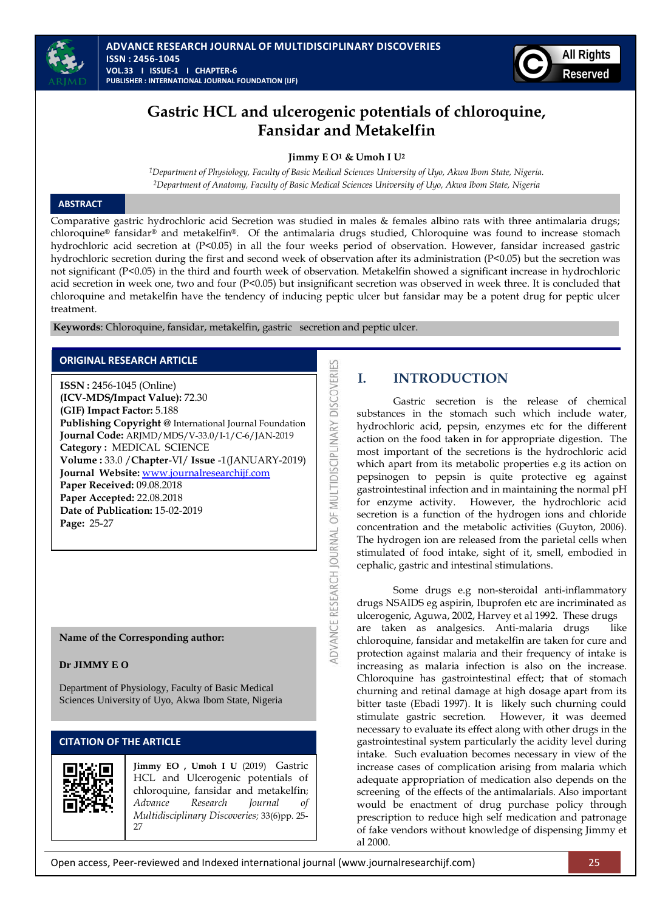# Gastric HCL and ulcerogenic potentials of chloroquine, Fansidar and Metakelfin

**Jimmy E O[1] & Umoh I U[2]**

[1]*Department of Physiology, Faculty of Basic Medical Sciences University of Uyo, Akwa Ibom State, Nigeria.*
[2]*Department of Anatomy, Faculty of Basic Medical Sciences University of Uyo, Akwa Ibom State, Nigeria*

## ABSTRACT

Comparative gastric hydrochloric acid Secretion was studied in males & females albino rats with three antimalaria drugs; chloroquine® fansidar® and metakelfin®. Of the antimalaria drugs studied, Chloroquine was found to increase stomach hydrochloric acid secretion at ($P<0.05$) in all the four weeks period of observation. However, fansidar increased gastric hydrochloric secretion during the first and second week of observation after its administration ($P<0.05$) but the secretion was not significant ($P<0.05$) in the third and fourth week of observation. Metakelfin showed a significant increase in hydrochloric acid secretion in week one, two and four ($P<0.05$) but insignificant secretion was observed in week three. It is concluded that chloroquine and metakelfin have the tendency of inducing peptic ulcer but fansidar may be a potent drug for peptic ulcer treatment.

**Keywords**: Chloroquine, fansidar, metakelfin, gastric secretion and peptic ulcer.

## ORIGINAL RESEARCH ARTICLE

**ISSN :** 2456-1045 (Online)
**(ICV-MDS/Impact Value):** 72.30
**(GIF) Impact Factor:** 5.188
**Publishing Copyright @** International Journal Foundation
**Journal Code:** ARJMD/MDS/V-33.0/I-1/C-6/JAN-2019
**Category :** MEDICAL SCIENCE
**Volume :** 33.0 /**Chapter**-VI/ **Issue** -1(JANUARY-2019)
**Journal Website:** www.journalresearchijf.com
**Paper Received:** 09.08.2018
**Paper Accepted:** 22.08.2018
**Date of Publication:** 15-02-2019
**Page:** 25-27

**Name of the Corresponding author:**

**Dr JIMMY E O**

Department of Physiology, Faculty of Basic Medical Sciences University of Uyo, Akwa Ibom State, Nigeria

## CITATION OF THE ARTICLE

**Jimmy EO , Umoh I U** (2019) Gastric HCL and Ulcerogenic potentials of chloroquine, fansidar and metakelfin; *Advance Research Journal of Multidisciplinary Discoveries;* 33(6)pp. 25-27

## I. INTRODUCTION

Gastric secretion is the release of chemical substances in the stomach such which include water, hydrochloric acid, pepsin, enzymes etc for the different action on the food taken in for appropriate digestion. The most important of the secretions is the hydrochloric acid which apart from its metabolic properties e.g its action on pepsinogen to pepsin is quite protective eg against gastrointestinal infection and in maintaining the normal pH for enzyme activity. However, the hydrochloric acid secretion is a function of the hydrogen ions and chloride concentration and the metabolic activities (Guyton, 2006). The hydrogen ion are released from the parietal cells when stimulated of food intake, sight of it, smell, embodied in cephalic, gastric and intestinal stimulations.

Some drugs e.g non-steroidal anti-inflammatory drugs NSAIDS eg aspirin, Ibuprofen etc are incriminated as ulcerogenic, Aguwa, 2002, Harvey et al 1992. These drugs are taken as analgesics. Anti-malaria drugs like chloroquine, fansidar and metakelfin are taken for cure and protection against malaria and their frequency of intake is increasing as malaria infection is also on the increase. Chloroquine has gastrointestinal effect; that of stomach churning and retinal damage at high dosage apart from its bitter taste (Ebadi 1997). It is likely such churning could stimulate gastric secretion. However, it was deemed necessary to evaluate its effect along with other drugs in the gastrointestinal system particularly the acidity level during intake. Such evaluation becomes necessary in view of the increase cases of complication arising from malaria which adequate appropriation of medication also depends on the screening of the effects of the antimalarials. Also important would be enactment of drug purchase policy through prescription to reduce high self medication and patronage of fake vendors without knowledge of dispensing Jimmy et al 2000.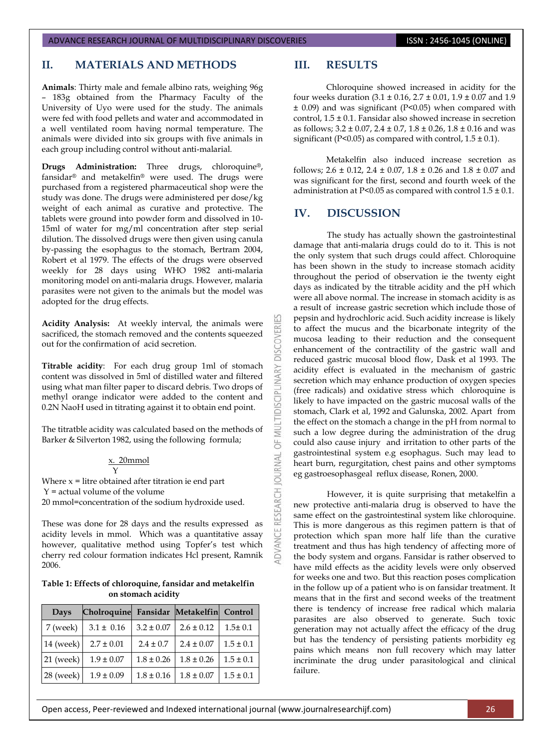## II. MATERIALS AND METHODS

**Animals**: Thirty male and female albino rats, weighing 96g – 183g obtained from the Pharmacy Faculty of the University of Uyo were used for the study. The animals were fed with food pellets and water and accommodated in a well ventilated room having normal temperature. The animals were divided into six groups with five animals in each group including control without anti-malarial.

**Drugs Administration:** Three drugs, chloroquine®, fansidar® and metakelfin® were used. The drugs were purchased from a registered pharmaceutical shop were the study was done. The drugs were administered per dose/kg weight of each animal as curative and protective. The tablets were ground into powder form and dissolved in 10-15ml of water for mg/ml concentration after step serial dilution. The dissolved drugs were then given using canula by-passing the esophagus to the stomach, Bertram 2004, Robert et al 1979. The effects of the drugs were observed weekly for 28 days using WHO 1982 anti-malaria monitoring model on anti-malaria drugs. However, malaria parasites were not given to the animals but the model was adopted for the drug effects.

**Acidity Analysis:** At weekly interval, the animals were sacrificed, the stomach removed and the contents squeezed out for the confirmation of acid secretion.

**Titrable acidity**: For each drug group 1ml of stomach content was dissolved in 5ml of distilled water and filtered using what man filter paper to discard debris. Two drops of methyl orange indicator were added to the content and 0.2N NaoH used in titrating against it to obtain end point.

The titratble acidity was calculated based on the methods of Barker & Silverton 1982, using the following formula;

$$\frac{x.\ 20mmol}{Y}$$

Where x = litre obtained after titration ie end part
Y = actual volume of the volume
20 mmol=concentration of the sodium hydroxide used.

These was done for 28 days and the results expressed as acidity levels in mmol. Which was a quantitative assay however, qualitative method using Topfer's test which cherry red colour formation indicates Hcl present, Ramnik 2006.

**Table 1: Effects of chloroquine, fansidar and metakelfin on stomach acidity**

| Days | Cholroquine | Fansidar | Metakelfin | Control |
|---|---|---|---|---|
| 7 (week) | 3.1 ± 0.16 | 3.2 ± 0.07 | 2.6 ± 0.12 | 1.5± 0.1 |
| 14 (week) | 2.7 ± 0.01 | 2.4 ± 0.7 | 2.4 ± 0.07 | 1.5 ± 0.1 |
| 21 (week) | 1.9 ± 0.07 | 1.8 ± 0.26 | 1.8 ± 0.26 | 1.5 ± 0.1 |
| 28 (week) | 1.9 ± 0.09 | 1.8 ± 0.16 | 1.8 ± 0.07 | 1.5 ± 0.1 |

## III. RESULTS

Chloroquine showed increased in acidity for the four weeks duration (3.1 ± 0.16, 2.7 ± 0.01, 1.9 ± 0.07 and 1.9 ± 0.09) and was significant ($P<0.05$) when compared with control, 1.5 ± 0.1. Fansidar also showed increase in secretion as follows; 3.2 ± 0.07, 2.4 ± 0.7, 1.8 ± 0.26, 1.8 ± 0.16 and was significant ($P<0.05$) as compared with control, 1.5 ± 0.1).

Metakelfin also induced increase secretion as follows; 2.6 ± 0.12, 2.4 ± 0.07, 1.8 ± 0.26 and 1.8 ± 0.07 and was significant for the first, second and fourth week of the administration at $P<0.05$ as compared with control 1.5 ± 0.1.

## IV. DISCUSSION

The study has actually shown the gastrointestinal damage that anti-malaria drugs could do to it. This is not the only system that such drugs could affect. Chloroquine has been shown in the study to increase stomach acidity throughout the period of observation ie the twenty eight days as indicated by the titrable acidity and the pH which were all above normal. The increase in stomach acidity is as a result of increase gastric secretion which include those of pepsin and hydrochloric acid. Such acidity increase is likely to affect the mucus and the bicarbonate integrity of the mucosa leading to their reduction and the consequent enhancement of the contractility of the gastric wall and reduced gastric mucosal blood flow, Dask et al 1993. The acidity effect is evaluated in the mechanism of gastric secretion which may enhance production of oxygen species (free radicals) and oxidative stress which chloroquine is likely to have impacted on the gastric mucosal walls of the stomach, Clark et al, 1992 and Galunska, 2002. Apart from the effect on the stomach a change in the pH from normal to such a low degree during the administration of the drug could also cause injury and irritation to other parts of the gastrointestinal system e.g esophagus. Such may lead to heart burn, regurgitation, chest pains and other symptoms eg gastroesophasgeal reflux disease, Ronen, 2000.

However, it is quite surprising that metakelfin a new protective anti-malaria drug is observed to have the same effect on the gastrointestinal system like chloroquine. This is more dangerous as this regimen pattern is that of protection which span more half life than the curative treatment and thus has high tendency of affecting more of the body system and organs. Fansidar is rather observed to have mild effects as the acidity levels were only observed for weeks one and two. But this reaction poses complication in the follow up of a patient who is on fansidar treatment. It means that in the first and second weeks of the treatment there is tendency of increase free radical which malaria parasites are also observed to generate. Such toxic generation may not actually affect the efficacy of the drug but has the tendency of persisting patients morbidity eg pains which means non full recovery which may latter incriminate the drug under parasitological and clinical failure.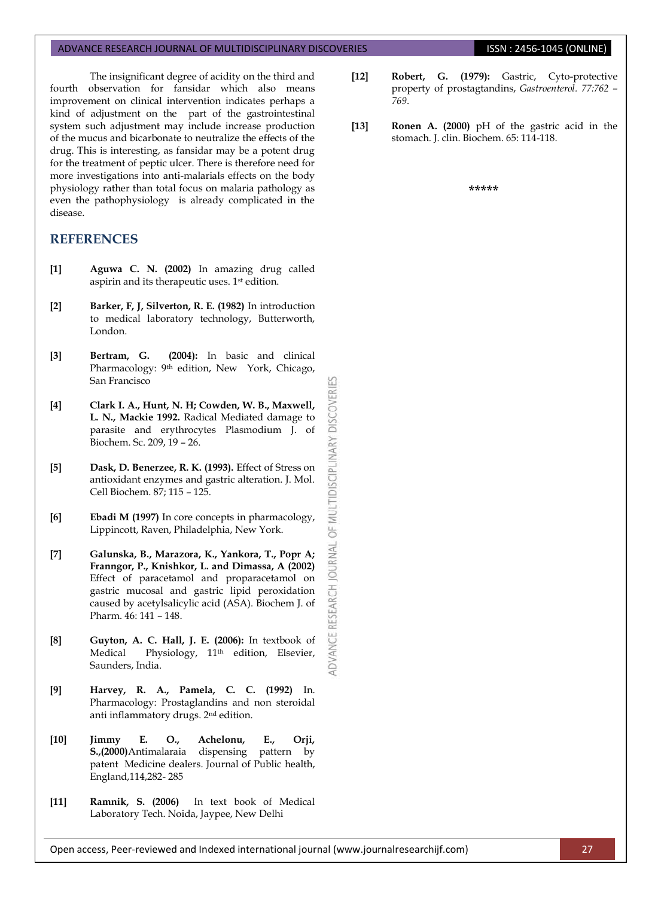The insignificant degree of acidity on the third and fourth observation for fansidar which also means improvement on clinical intervention indicates perhaps a kind of adjustment on the part of the gastrointestinal system such adjustment may include increase production of the mucus and bicarbonate to neutralize the effects of the drug. This is interesting, as fansidar may be a potent drug for the treatment of peptic ulcer. There is therefore need for more investigations into anti-malarials effects on the body physiology rather than total focus on malaria pathology as even the pathophysiology is already complicated in the disease.

## REFERENCES

[1] **Aguwa C. N. (2002)** In amazing drug called aspirin and its therapeutic uses. 1st edition.

[2] **Barker, F, J, Silverton, R. E. (1982)** In introduction to medical laboratory technology, Butterworth, London.

[3] **Bertram, G. (2004):** In basic and clinical Pharmacology: 9th edition, New York, Chicago, San Francisco

[4] **Clark I. A., Hunt, N. H; Cowden, W. B., Maxwell, L. N., Mackie 1992.** Radical Mediated damage to parasite and erythrocytes Plasmodium J. of Biochem. Sc. 209, 19 – 26.

[5] **Dask, D. Benerzee, R. K. (1993).** Effect of Stress on antioxidant enzymes and gastric alteration. J. Mol. Cell Biochem. 87; 115 – 125.

[6] **Ebadi M (1997)** In core concepts in pharmacology, Lippincott, Raven, Philadelphia, New York.

[7] **Galunska, B., Marazora, K., Yankora, T., Popr A; Franngor, P., Knishkor, L. and Dimassa, A (2002)** Effect of paracetamol and proparacetamol on gastric mucosal and gastric lipid peroxidation caused by acetylsalicylic acid (ASA). Biochem J. of Pharm. 46: 141 – 148.

[8] **Guyton, A. C. Hall, J. E. (2006):** In textbook of Medical Physiology, 11th edition, Elsevier, Saunders, India.

[9] **Harvey, R. A., Pamela, C. C. (1992)** In. Pharmacology: Prostaglandins and non steroidal anti inflammatory drugs. 2nd edition.

[10] **Jimmy E. O., Achelonu, E., Orji, S.,(2000)**Antimalaraia dispensing pattern by patent Medicine dealers. Journal of Public health, England,114,282- 285

[11] **Ramnik, S. (2006)** In text book of Medical Laboratory Tech. Noida, Jaypee, New Delhi

[12] **Robert, G. (1979):** Gastric, Cyto-protective property of prostagtandins, *Gastroenterol. 77:762 – 769*.

[13] **Ronen A. (2000)** pH of the gastric acid in the stomach. J. clin. Biochem. 65: 114-118.

*****